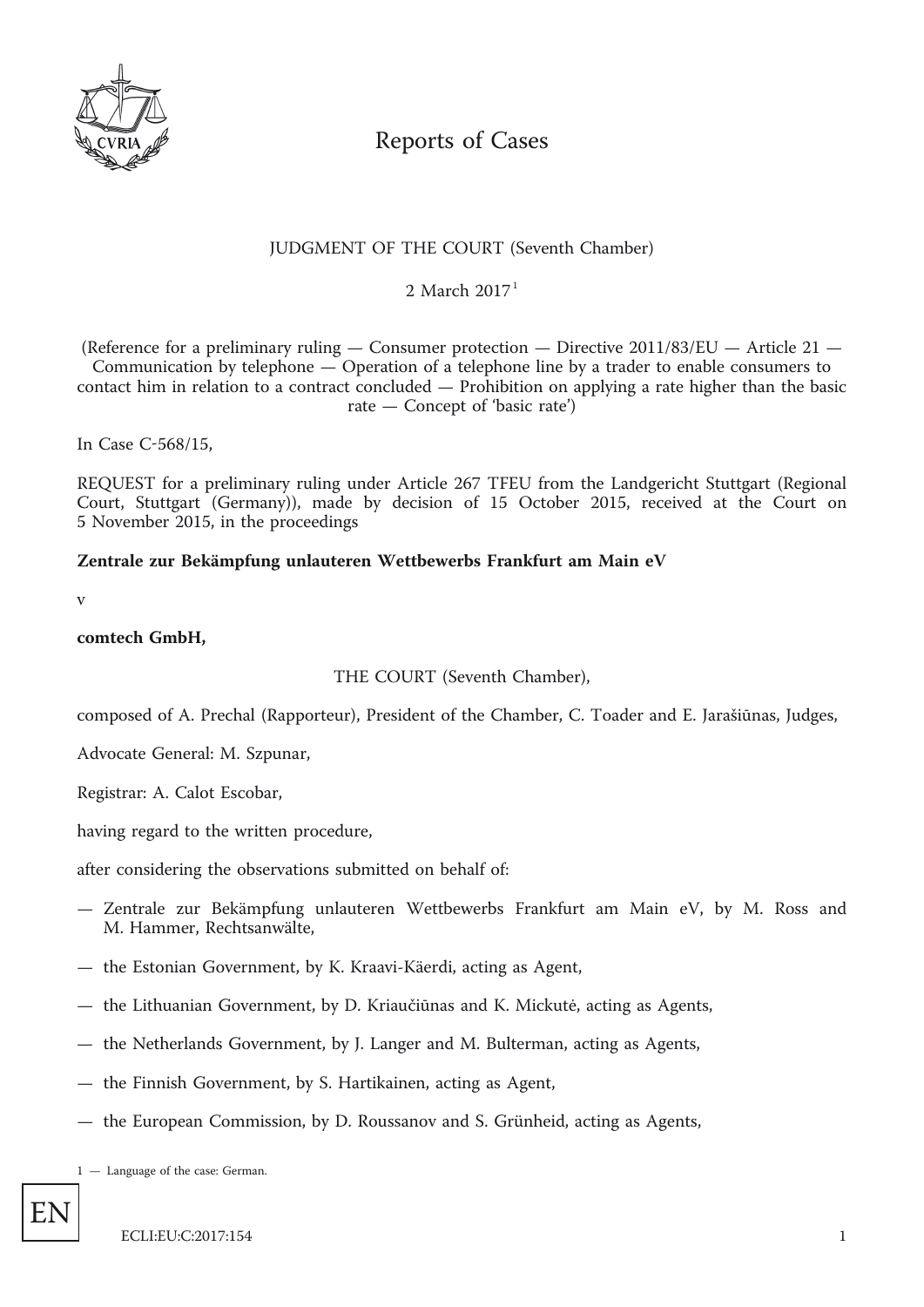# Reports of Cases

JUDGMENT OF THE COURT (Seventh Chamber)

2 March 2017[1]

(Reference for a preliminary ruling — Consumer protection — Directive 2011/83/EU — Article 21 — Communication by telephone — Operation of a telephone line by a trader to enable consumers to contact him in relation to a contract concluded — Prohibition on applying a rate higher than the basic rate — Concept of 'basic rate')

In Case C-568/15,

REQUEST for a preliminary ruling under Article 267 TFEU from the Landgericht Stuttgart (Regional Court, Stuttgart (Germany)), made by decision of 15 October 2015, received at the Court on 5 November 2015, in the proceedings

**Zentrale zur Bekämpfung unlauteren Wettbewerbs Frankfurt am Main eV**

v

**comtech GmbH,**

THE COURT (Seventh Chamber),

composed of A. Prechal (Rapporteur), President of the Chamber, C. Toader and E. Jarašiūnas, Judges,

Advocate General: M. Szpunar,

Registrar: A. Calot Escobar,

having regard to the written procedure,

after considering the observations submitted on behalf of:

— Zentrale zur Bekämpfung unlauteren Wettbewerbs Frankfurt am Main eV, by M. Ross and M. Hammer, Rechtsanwälte,

— the Estonian Government, by K. Kraavi-Käerdi, acting as Agent,

— the Lithuanian Government, by D. Kriaučiūnas and K. Mickutė, acting as Agents,

— the Netherlands Government, by J. Langer and M. Bulterman, acting as Agents,

— the Finnish Government, by S. Hartikainen, acting as Agent,

— the European Commission, by D. Roussanov and S. Grünheid, acting as Agents,

1 — Language of the case: German.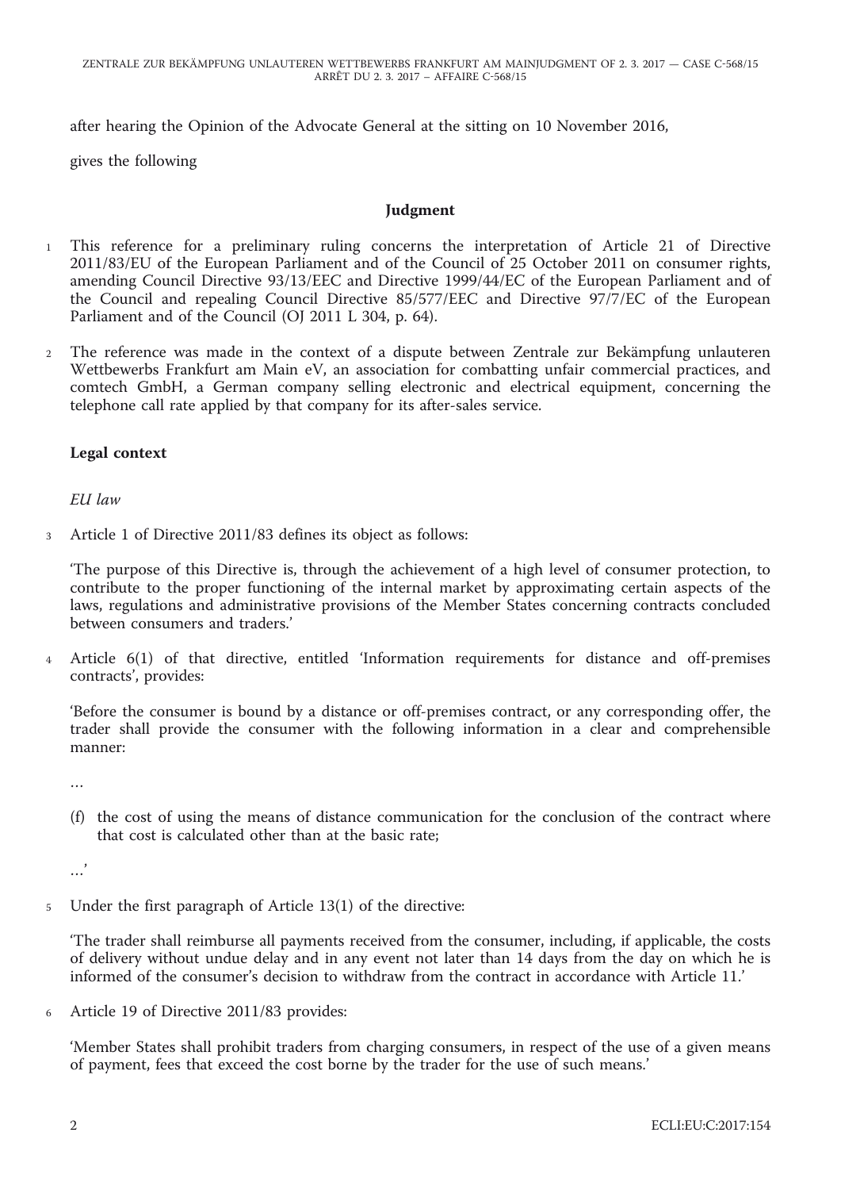after hearing the Opinion of the Advocate General at the sitting on 10 November 2016,

gives the following

## Judgment

1 This reference for a preliminary ruling concerns the interpretation of Article 21 of Directive 2011/83/EU of the European Parliament and of the Council of 25 October 2011 on consumer rights, amending Council Directive 93/13/EEC and Directive 1999/44/EC of the European Parliament and of the Council and repealing Council Directive 85/577/EEC and Directive 97/7/EC of the European Parliament and of the Council (OJ 2011 L 304, p. 64).

2 The reference was made in the context of a dispute between Zentrale zur Bekämpfung unlauteren Wettbewerbs Frankfurt am Main eV, an association for combatting unfair commercial practices, and comtech GmbH, a German company selling electronic and electrical equipment, concerning the telephone call rate applied by that company for its after-sales service.

### Legal context

*EU law*

3 Article 1 of Directive 2011/83 defines its object as follows:

'The purpose of this Directive is, through the achievement of a high level of consumer protection, to contribute to the proper functioning of the internal market by approximating certain aspects of the laws, regulations and administrative provisions of the Member States concerning contracts concluded between consumers and traders.'

4 Article 6(1) of that directive, entitled 'Information requirements for distance and off-premises contracts', provides:

'Before the consumer is bound by a distance or off-premises contract, or any corresponding offer, the trader shall provide the consumer with the following information in a clear and comprehensible manner:

…

(f) the cost of using the means of distance communication for the conclusion of the contract where that cost is calculated other than at the basic rate;

…'

5 Under the first paragraph of Article 13(1) of the directive:

'The trader shall reimburse all payments received from the consumer, including, if applicable, the costs of delivery without undue delay and in any event not later than 14 days from the day on which he is informed of the consumer's decision to withdraw from the contract in accordance with Article 11.'

6 Article 19 of Directive 2011/83 provides:

'Member States shall prohibit traders from charging consumers, in respect of the use of a given means of payment, fees that exceed the cost borne by the trader for the use of such means.'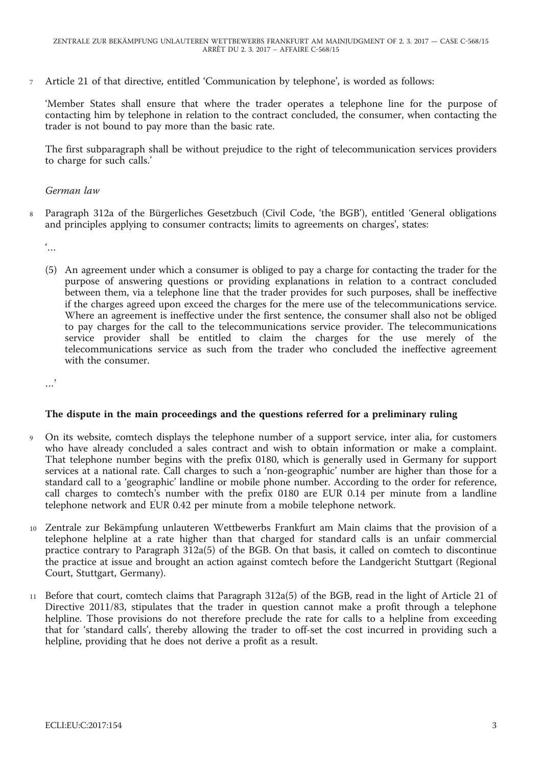7 Article 21 of that directive, entitled 'Communication by telephone', is worded as follows:

'Member States shall ensure that where the trader operates a telephone line for the purpose of contacting him by telephone in relation to the contract concluded, the consumer, when contacting the trader is not bound to pay more than the basic rate.

The first subparagraph shall be without prejudice to the right of telecommunication services providers to charge for such calls.'

*German law*

8 Paragraph 312a of the Bürgerliches Gesetzbuch (Civil Code, 'the BGB'), entitled 'General obligations and principles applying to consumer contracts; limits to agreements on charges', states:

'…

(5) An agreement under which a consumer is obliged to pay a charge for contacting the trader for the purpose of answering questions or providing explanations in relation to a contract concluded between them, via a telephone line that the trader provides for such purposes, shall be ineffective if the charges agreed upon exceed the charges for the mere use of the telecommunications service. Where an agreement is ineffective under the first sentence, the consumer shall also not be obliged to pay charges for the call to the telecommunications service provider. The telecommunications service provider shall be entitled to claim the charges for the use merely of the telecommunications service as such from the trader who concluded the ineffective agreement with the consumer.

…'

**The dispute in the main proceedings and the questions referred for a preliminary ruling**

9 On its website, comtech displays the telephone number of a support service, inter alia, for customers who have already concluded a sales contract and wish to obtain information or make a complaint. That telephone number begins with the prefix 0180, which is generally used in Germany for support services at a national rate. Call charges to such a 'non-geographic' number are higher than those for a standard call to a 'geographic' landline or mobile phone number. According to the order for reference, call charges to comtech's number with the prefix 0180 are EUR 0.14 per minute from a landline telephone network and EUR 0.42 per minute from a mobile telephone network.

10 Zentrale zur Bekämpfung unlauteren Wettbewerbs Frankfurt am Main claims that the provision of a telephone helpline at a rate higher than that charged for standard calls is an unfair commercial practice contrary to Paragraph 312a(5) of the BGB. On that basis, it called on comtech to discontinue the practice at issue and brought an action against comtech before the Landgericht Stuttgart (Regional Court, Stuttgart, Germany).

11 Before that court, comtech claims that Paragraph 312a(5) of the BGB, read in the light of Article 21 of Directive 2011/83, stipulates that the trader in question cannot make a profit through a telephone helpline. Those provisions do not therefore preclude the rate for calls to a helpline from exceeding that for 'standard calls', thereby allowing the trader to off-set the cost incurred in providing such a helpline, providing that he does not derive a profit as a result.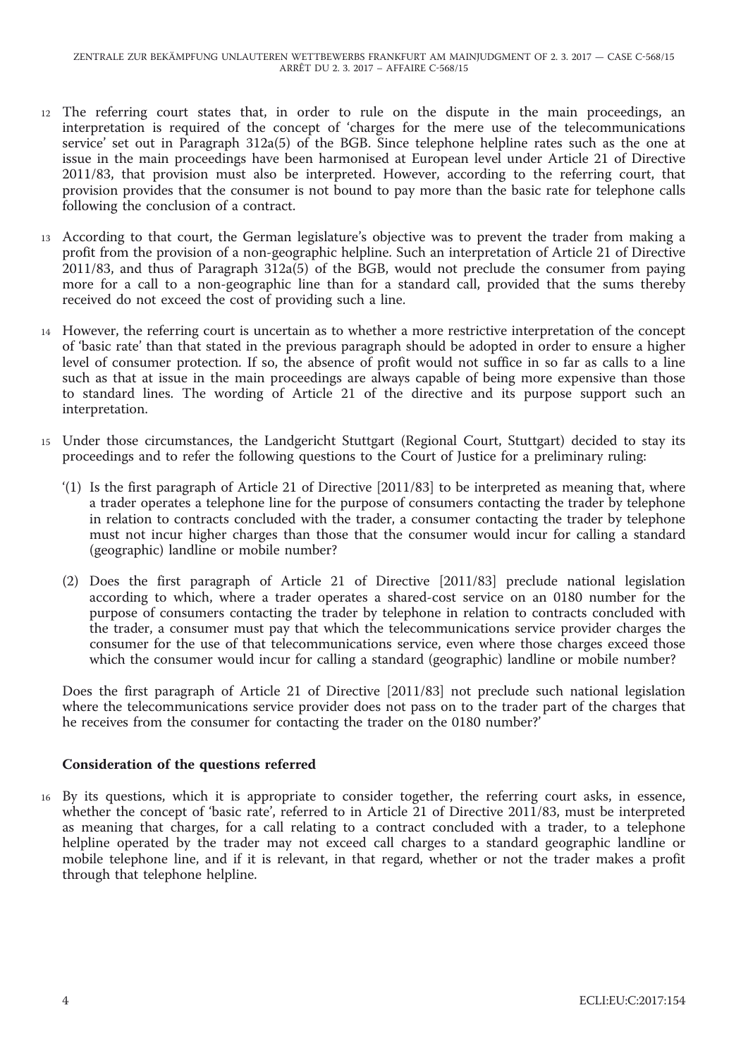12 The referring court states that, in order to rule on the dispute in the main proceedings, an interpretation is required of the concept of 'charges for the mere use of the telecommunications service' set out in Paragraph 312a(5) of the BGB. Since telephone helpline rates such as the one at issue in the main proceedings have been harmonised at European level under Article 21 of Directive 2011/83, that provision must also be interpreted. However, according to the referring court, that provision provides that the consumer is not bound to pay more than the basic rate for telephone calls following the conclusion of a contract.

13 According to that court, the German legislature's objective was to prevent the trader from making a profit from the provision of a non-geographic helpline. Such an interpretation of Article 21 of Directive 2011/83, and thus of Paragraph 312a(5) of the BGB, would not preclude the consumer from paying more for a call to a non-geographic line than for a standard call, provided that the sums thereby received do not exceed the cost of providing such a line.

14 However, the referring court is uncertain as to whether a more restrictive interpretation of the concept of 'basic rate' than that stated in the previous paragraph should be adopted in order to ensure a higher level of consumer protection. If so, the absence of profit would not suffice in so far as calls to a line such as that at issue in the main proceedings are always capable of being more expensive than those to standard lines. The wording of Article 21 of the directive and its purpose support such an interpretation.

15 Under those circumstances, the Landgericht Stuttgart (Regional Court, Stuttgart) decided to stay its proceedings and to refer the following questions to the Court of Justice for a preliminary ruling:

'(1) Is the first paragraph of Article 21 of Directive [2011/83] to be interpreted as meaning that, where a trader operates a telephone line for the purpose of consumers contacting the trader by telephone in relation to contracts concluded with the trader, a consumer contacting the trader by telephone must not incur higher charges than those that the consumer would incur for calling a standard (geographic) landline or mobile number?

(2) Does the first paragraph of Article 21 of Directive [2011/83] preclude national legislation according to which, where a trader operates a shared-cost service on an 0180 number for the purpose of consumers contacting the trader by telephone in relation to contracts concluded with the trader, a consumer must pay that which the telecommunications service provider charges the consumer for the use of that telecommunications service, even where those charges exceed those which the consumer would incur for calling a standard (geographic) landline or mobile number?

Does the first paragraph of Article 21 of Directive [2011/83] not preclude such national legislation where the telecommunications service provider does not pass on to the trader part of the charges that he receives from the consumer for contacting the trader on the 0180 number?'

### Consideration of the questions referred

16 By its questions, which it is appropriate to consider together, the referring court asks, in essence, whether the concept of 'basic rate', referred to in Article 21 of Directive 2011/83, must be interpreted as meaning that charges, for a call relating to a contract concluded with a trader, to a telephone helpline operated by the trader may not exceed call charges to a standard geographic landline or mobile telephone line, and if it is relevant, in that regard, whether or not the trader makes a profit through that telephone helpline.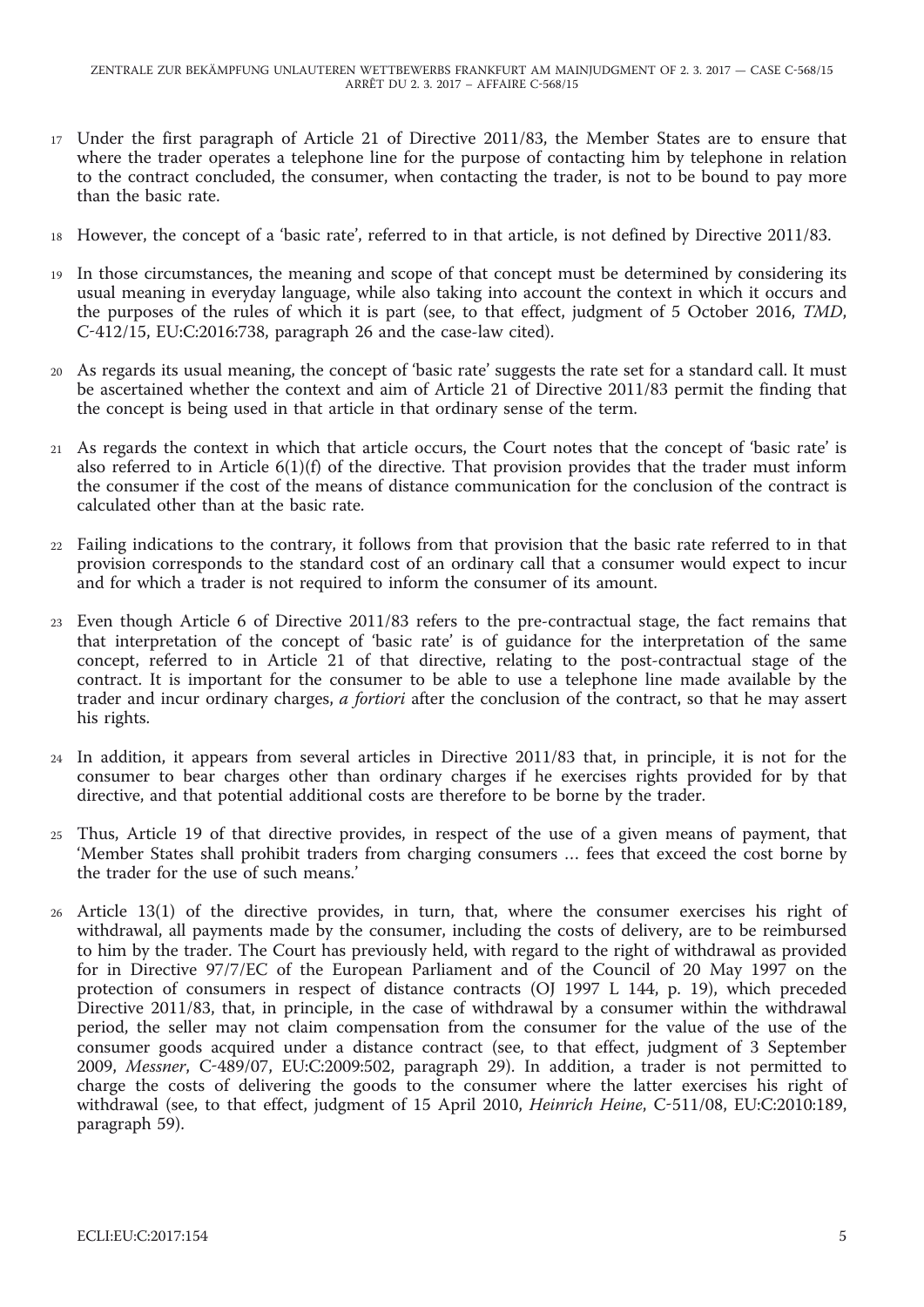17 Under the first paragraph of Article 21 of Directive 2011/83, the Member States are to ensure that where the trader operates a telephone line for the purpose of contacting him by telephone in relation to the contract concluded, the consumer, when contacting the trader, is not to be bound to pay more than the basic rate.

18 However, the concept of a 'basic rate', referred to in that article, is not defined by Directive 2011/83.

19 In those circumstances, the meaning and scope of that concept must be determined by considering its usual meaning in everyday language, while also taking into account the context in which it occurs and the purposes of the rules of which it is part (see, to that effect, judgment of 5 October 2016, *TMD*, C-412/15, EU:C:2016:738, paragraph 26 and the case-law cited).

20 As regards its usual meaning, the concept of 'basic rate' suggests the rate set for a standard call. It must be ascertained whether the context and aim of Article 21 of Directive 2011/83 permit the finding that the concept is being used in that article in that ordinary sense of the term.

21 As regards the context in which that article occurs, the Court notes that the concept of 'basic rate' is also referred to in Article 6(1)(f) of the directive. That provision provides that the trader must inform the consumer if the cost of the means of distance communication for the conclusion of the contract is calculated other than at the basic rate.

22 Failing indications to the contrary, it follows from that provision that the basic rate referred to in that provision corresponds to the standard cost of an ordinary call that a consumer would expect to incur and for which a trader is not required to inform the consumer of its amount.

23 Even though Article 6 of Directive 2011/83 refers to the pre-contractual stage, the fact remains that that interpretation of the concept of 'basic rate' is of guidance for the interpretation of the same concept, referred to in Article 21 of that directive, relating to the post-contractual stage of the contract. It is important for the consumer to be able to use a telephone line made available by the trader and incur ordinary charges, *a fortiori* after the conclusion of the contract, so that he may assert his rights.

24 In addition, it appears from several articles in Directive 2011/83 that, in principle, it is not for the consumer to bear charges other than ordinary charges if he exercises rights provided for by that directive, and that potential additional costs are therefore to be borne by the trader.

25 Thus, Article 19 of that directive provides, in respect of the use of a given means of payment, that 'Member States shall prohibit traders from charging consumers … fees that exceed the cost borne by the trader for the use of such means.'

26 Article 13(1) of the directive provides, in turn, that, where the consumer exercises his right of withdrawal, all payments made by the consumer, including the costs of delivery, are to be reimbursed to him by the trader. The Court has previously held, with regard to the right of withdrawal as provided for in Directive 97/7/EC of the European Parliament and of the Council of 20 May 1997 on the protection of consumers in respect of distance contracts (OJ 1997 L 144, p. 19), which preceded Directive 2011/83, that, in principle, in the case of withdrawal by a consumer within the withdrawal period, the seller may not claim compensation from the consumer for the value of the use of the consumer goods acquired under a distance contract (see, to that effect, judgment of 3 September 2009, *Messner*, C-489/07, EU:C:2009:502, paragraph 29). In addition, a trader is not permitted to charge the costs of delivering the goods to the consumer where the latter exercises his right of withdrawal (see, to that effect, judgment of 15 April 2010, *Heinrich Heine*, C-511/08, EU:C:2010:189, paragraph 59).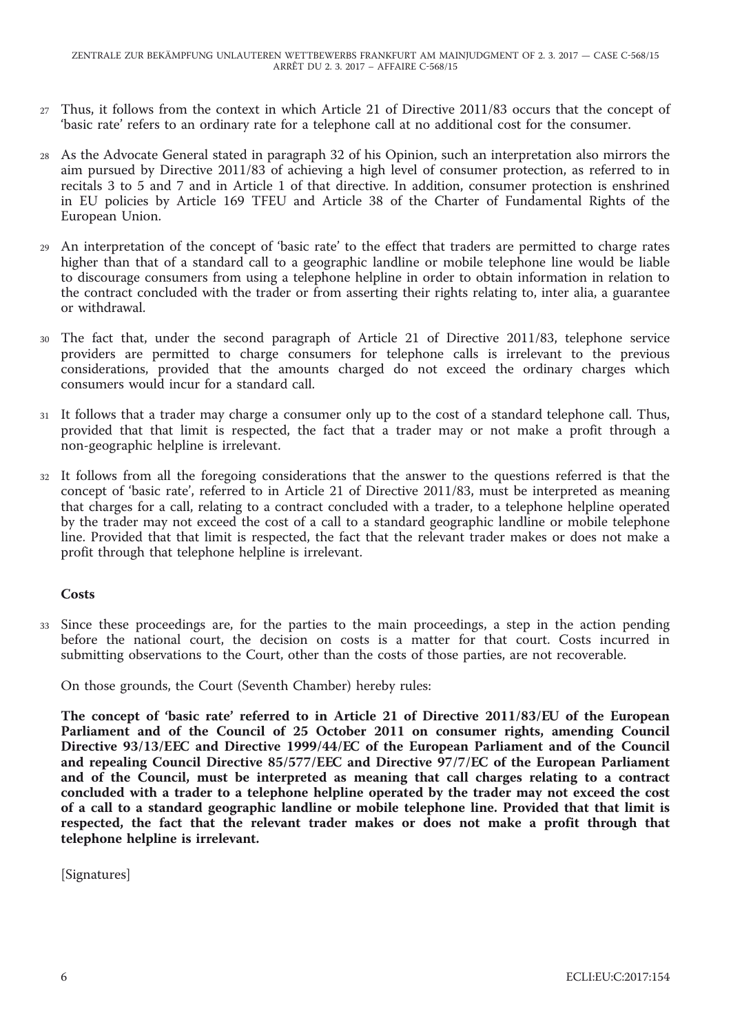27 Thus, it follows from the context in which Article 21 of Directive 2011/83 occurs that the concept of 'basic rate' refers to an ordinary rate for a telephone call at no additional cost for the consumer.

28 As the Advocate General stated in paragraph 32 of his Opinion, such an interpretation also mirrors the aim pursued by Directive 2011/83 of achieving a high level of consumer protection, as referred to in recitals 3 to 5 and 7 and in Article 1 of that directive. In addition, consumer protection is enshrined in EU policies by Article 169 TFEU and Article 38 of the Charter of Fundamental Rights of the European Union.

29 An interpretation of the concept of 'basic rate' to the effect that traders are permitted to charge rates higher than that of a standard call to a geographic landline or mobile telephone line would be liable to discourage consumers from using a telephone helpline in order to obtain information in relation to the contract concluded with the trader or from asserting their rights relating to, inter alia, a guarantee or withdrawal.

30 The fact that, under the second paragraph of Article 21 of Directive 2011/83, telephone service providers are permitted to charge consumers for telephone calls is irrelevant to the previous considerations, provided that the amounts charged do not exceed the ordinary charges which consumers would incur for a standard call.

31 It follows that a trader may charge a consumer only up to the cost of a standard telephone call. Thus, provided that that limit is respected, the fact that a trader may or not make a profit through a non-geographic helpline is irrelevant.

32 It follows from all the foregoing considerations that the answer to the questions referred is that the concept of 'basic rate', referred to in Article 21 of Directive 2011/83, must be interpreted as meaning that charges for a call, relating to a contract concluded with a trader, to a telephone helpline operated by the trader may not exceed the cost of a call to a standard geographic landline or mobile telephone line. Provided that that limit is respected, the fact that the relevant trader makes or does not make a profit through that telephone helpline is irrelevant.

## Costs

33 Since these proceedings are, for the parties to the main proceedings, a step in the action pending before the national court, the decision on costs is a matter for that court. Costs incurred in submitting observations to the Court, other than the costs of those parties, are not recoverable.

On those grounds, the Court (Seventh Chamber) hereby rules:

**The concept of 'basic rate' referred to in Article 21 of Directive 2011/83/EU of the European Parliament and of the Council of 25 October 2011 on consumer rights, amending Council Directive 93/13/EEC and Directive 1999/44/EC of the European Parliament and of the Council and repealing Council Directive 85/577/EEC and Directive 97/7/EC of the European Parliament and of the Council, must be interpreted as meaning that call charges relating to a contract concluded with a trader to a telephone helpline operated by the trader may not exceed the cost of a call to a standard geographic landline or mobile telephone line. Provided that that limit is respected, the fact that the relevant trader makes or does not make a profit through that telephone helpline is irrelevant.**

[Signatures]